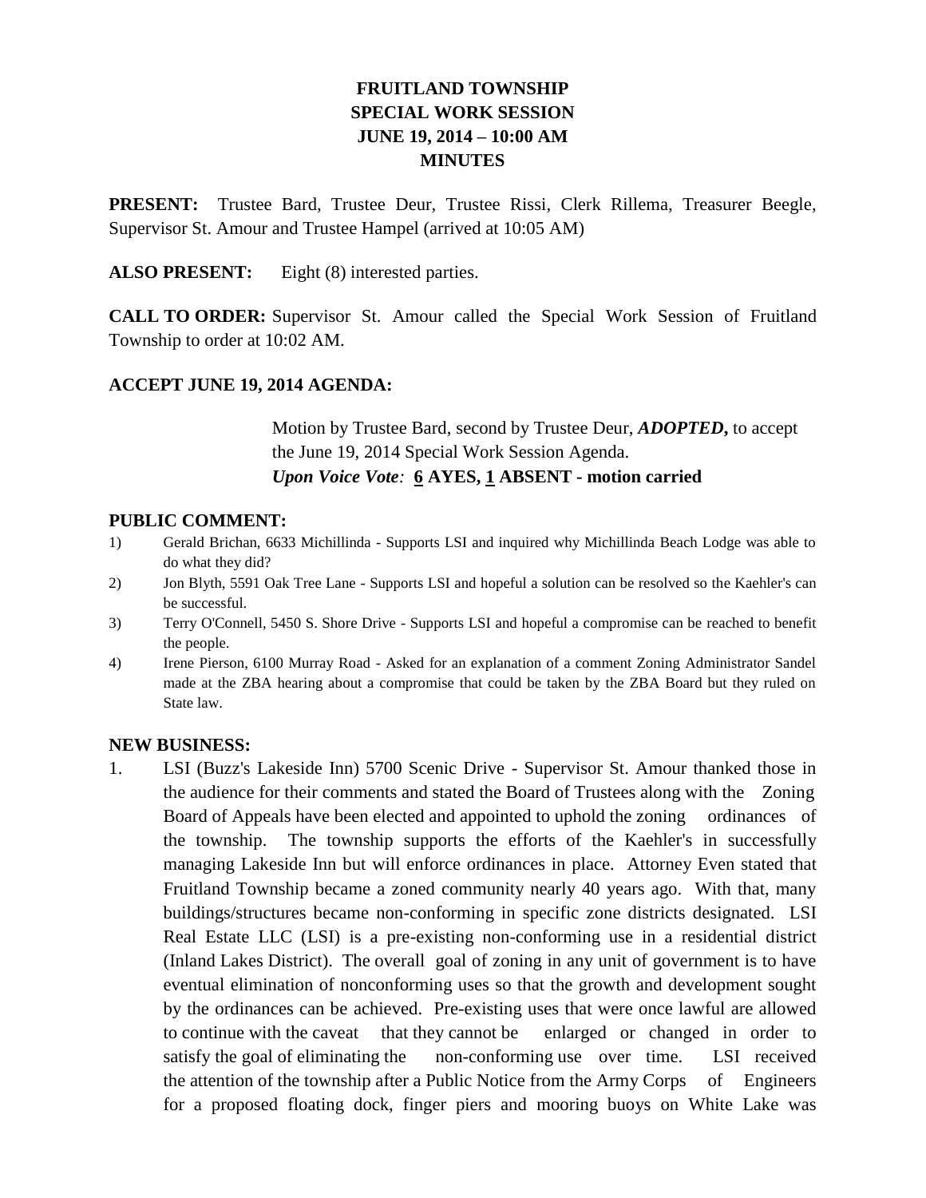# FRUITLAND TOWNSHIP
## SPECIAL WORK SESSION
## JUNE 19, 2014 – 10:00 AM
## MINUTES

**PRESENT:** Trustee Bard, Trustee Deur, Trustee Rissi, Clerk Rillema, Treasurer Beegle, Supervisor St. Amour and Trustee Hampel (arrived at 10:05 AM)

**ALSO PRESENT:** Eight (8) interested parties.

**CALL TO ORDER:** Supervisor St. Amour called the Special Work Session of Fruitland Township to order at 10:02 AM.

**ACCEPT JUNE 19, 2014 AGENDA:**

> Motion by Trustee Bard, second by Trustee Deur, ***ADOPTED,*** to accept the June 19, 2014 Special Work Session Agenda.
> ***Upon Voice Vote:*** **6 AYES, 1 ABSENT - motion carried**

**PUBLIC COMMENT:**

1) Gerald Brichan, 6633 Michillinda - Supports LSI and inquired why Michillinda Beach Lodge was able to do what they did?
2) Jon Blyth, 5591 Oak Tree Lane - Supports LSI and hopeful a solution can be resolved so the Kaehler's can be successful.
3) Terry O'Connell, 5450 S. Shore Drive - Supports LSI and hopeful a compromise can be reached to benefit the people.
4) Irene Pierson, 6100 Murray Road - Asked for an explanation of a comment Zoning Administrator Sandel made at the ZBA hearing about a compromise that could be taken by the ZBA Board but they ruled on State law.

**NEW BUSINESS:**

1. LSI (Buzz's Lakeside Inn) 5700 Scenic Drive - Supervisor St. Amour thanked those in the audience for their comments and stated the Board of Trustees along with the Zoning Board of Appeals have been elected and appointed to uphold the zoning ordinances of the township. The township supports the efforts of the Kaehler's in successfully managing Lakeside Inn but will enforce ordinances in place. Attorney Even stated that Fruitland Township became a zoned community nearly 40 years ago. With that, many buildings/structures became non-conforming in specific zone districts designated. LSI Real Estate LLC (LSI) is a pre-existing non-conforming use in a residential district (Inland Lakes District). The overall goal of zoning in any unit of government is to have eventual elimination of nonconforming uses so that the growth and development sought by the ordinances can be achieved. Pre-existing uses that were once lawful are allowed to continue with the caveat that they cannot be enlarged or changed in order to satisfy the goal of eliminating the non-conforming use over time. LSI received the attention of the township after a Public Notice from the Army Corps of Engineers for a proposed floating dock, finger piers and mooring buoys on White Lake was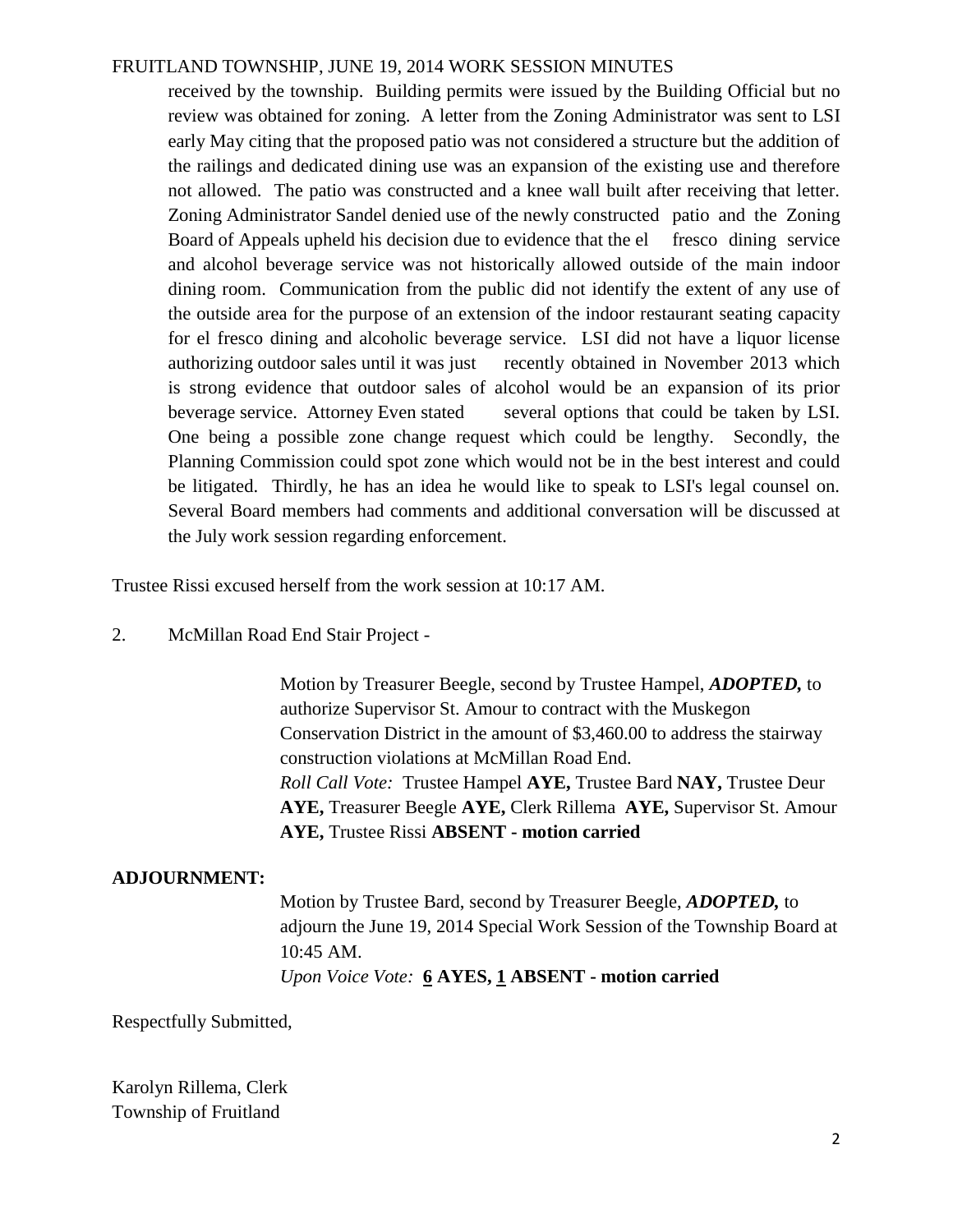received by the township. Building permits were issued by the Building Official but no review was obtained for zoning. A letter from the Zoning Administrator was sent to LSI early May citing that the proposed patio was not considered a structure but the addition of the railings and dedicated dining use was an expansion of the existing use and therefore not allowed. The patio was constructed and a knee wall built after receiving that letter. Zoning Administrator Sandel denied use of the newly constructed patio and the Zoning Board of Appeals upheld his decision due to evidence that the el fresco dining service and alcohol beverage service was not historically allowed outside of the main indoor dining room. Communication from the public did not identify the extent of any use of the outside area for the purpose of an extension of the indoor restaurant seating capacity for el fresco dining and alcoholic beverage service. LSI did not have a liquor license authorizing outdoor sales until it was just recently obtained in November 2013 which is strong evidence that outdoor sales of alcohol would be an expansion of its prior beverage service. Attorney Even stated several options that could be taken by LSI. One being a possible zone change request which could be lengthy. Secondly, the Planning Commission could spot zone which would not be in the best interest and could be litigated. Thirdly, he has an idea he would like to speak to LSI's legal counsel on. Several Board members had comments and additional conversation will be discussed at the July work session regarding enforcement.

Trustee Rissi excused herself from the work session at 10:17 AM.

2. McMillan Road End Stair Project -

Motion by Treasurer Beegle, second by Trustee Hampel, ***ADOPTED,*** to authorize Supervisor St. Amour to contract with the Muskegon Conservation District in the amount of $3,460.00 to address the stairway construction violations at McMillan Road End.
*Roll Call Vote:* Trustee Hampel **AYE,** Trustee Bard **NAY,** Trustee Deur **AYE,** Treasurer Beegle **AYE,** Clerk Rillema **AYE,** Supervisor St. Amour **AYE,** Trustee Rissi **ABSENT - motion carried**

**ADJOURNMENT:**

Motion by Trustee Bard, second by Treasurer Beegle, ***ADOPTED,*** to adjourn the June 19, 2014 Special Work Session of the Township Board at 10:45 AM.
*Upon Voice Vote:* **6 AYES, 1 ABSENT - motion carried**

Respectfully Submitted,

Karolyn Rillema, Clerk
Township of Fruitland